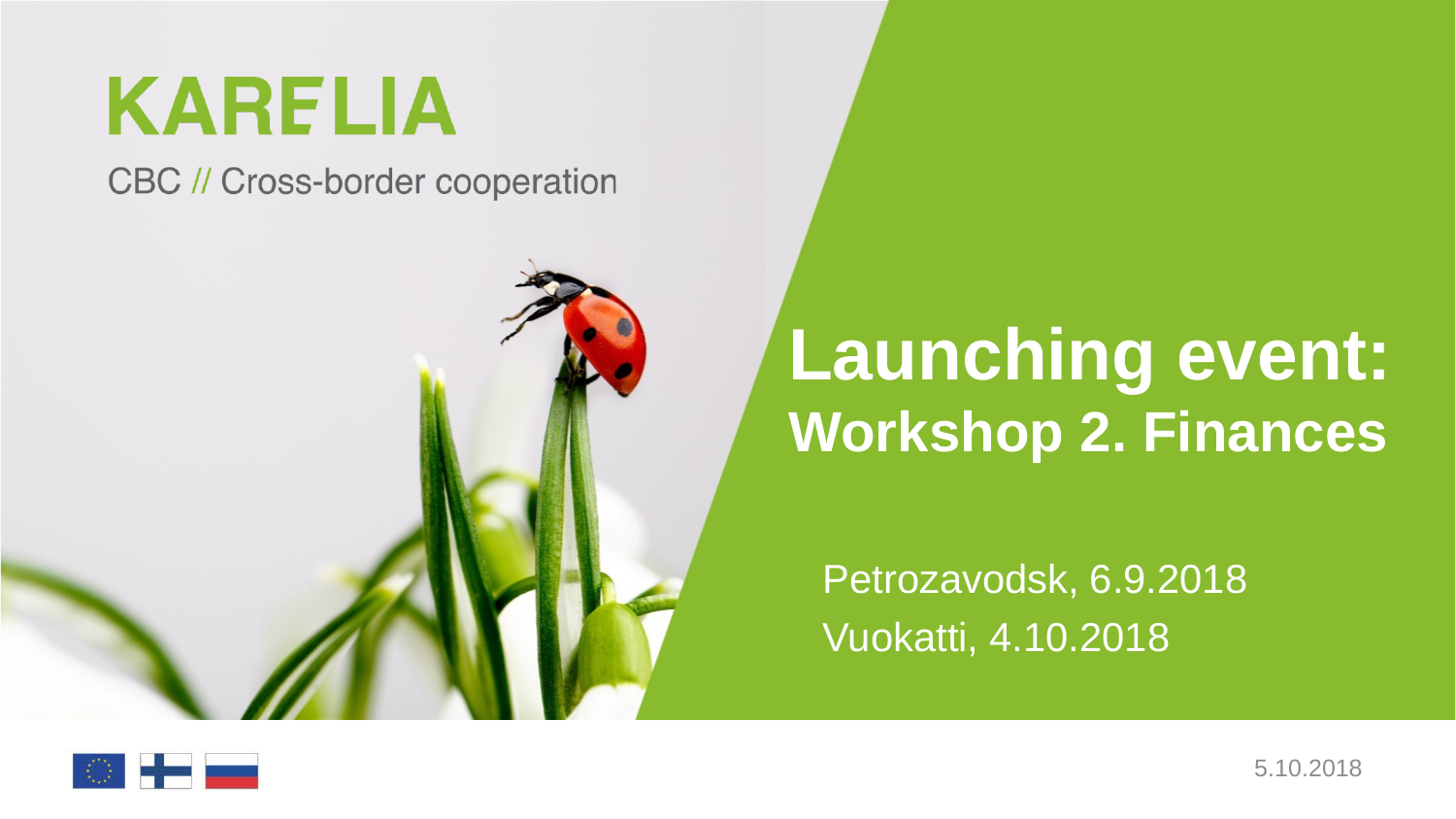KARELIA

CBC // Cross-border cooperation

# Launching event:
## Workshop 2. Finances

Petrozavodsk, 6.9.2018

Vuokatti, 4.10.2018

5.10.2018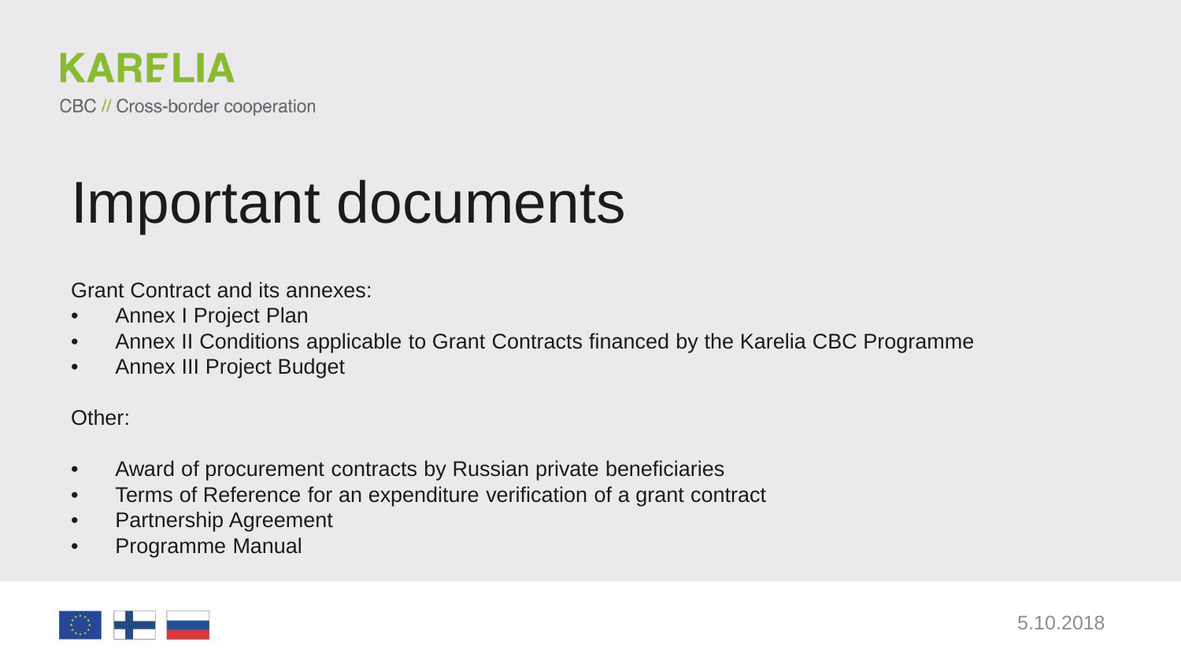# Important documents

Grant Contract and its annexes:

- Annex I Project Plan
- Annex II Conditions applicable to Grant Contracts financed by the Karelia CBC Programme
- Annex III Project Budget

Other:

- Award of procurement contracts by Russian private beneficiaries
- Terms of Reference for an expenditure verification of a grant contract
- Partnership Agreement
- Programme Manual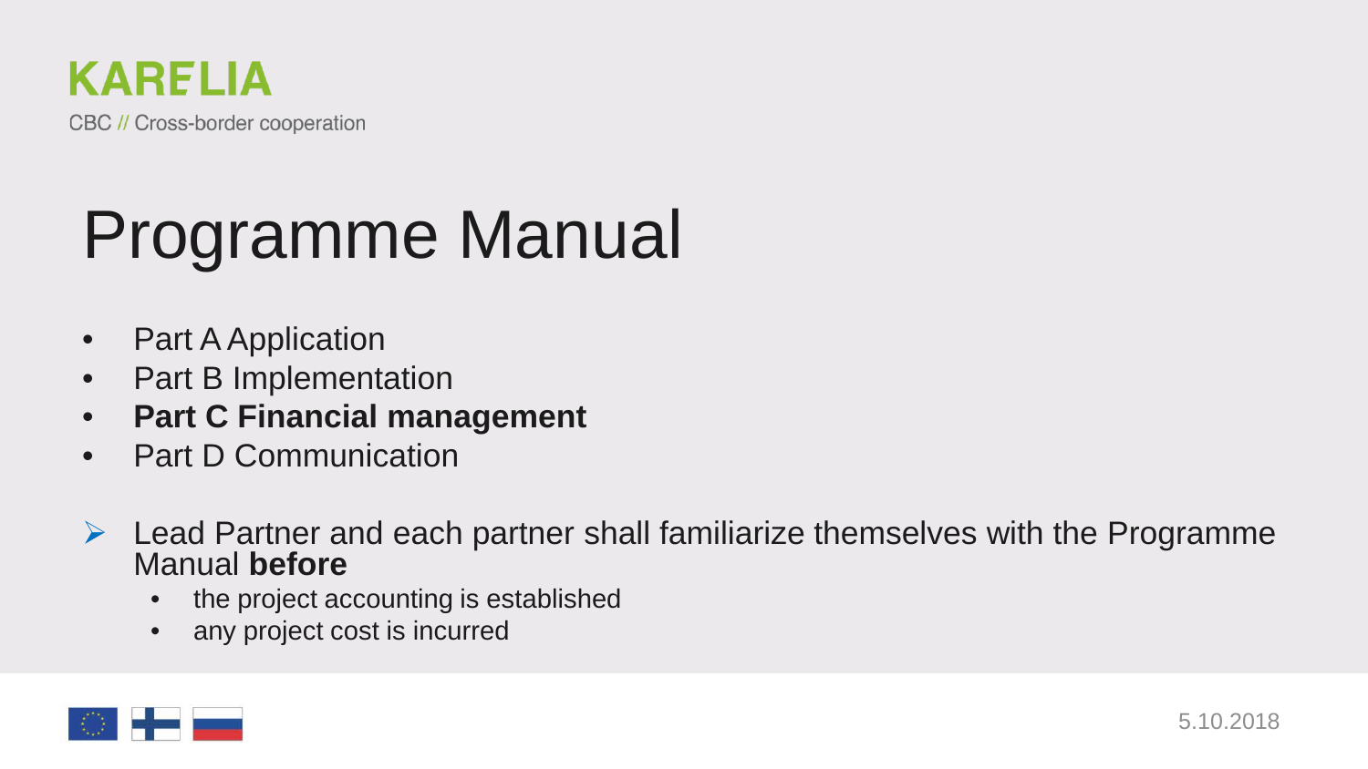# Programme Manual

- Part A Application
- Part B Implementation
- **Part C Financial management**
- Part D Communication

➢ Lead Partner and each partner shall familiarize themselves with the Programme Manual **before**
  - the project accounting is established
  - any project cost is incurred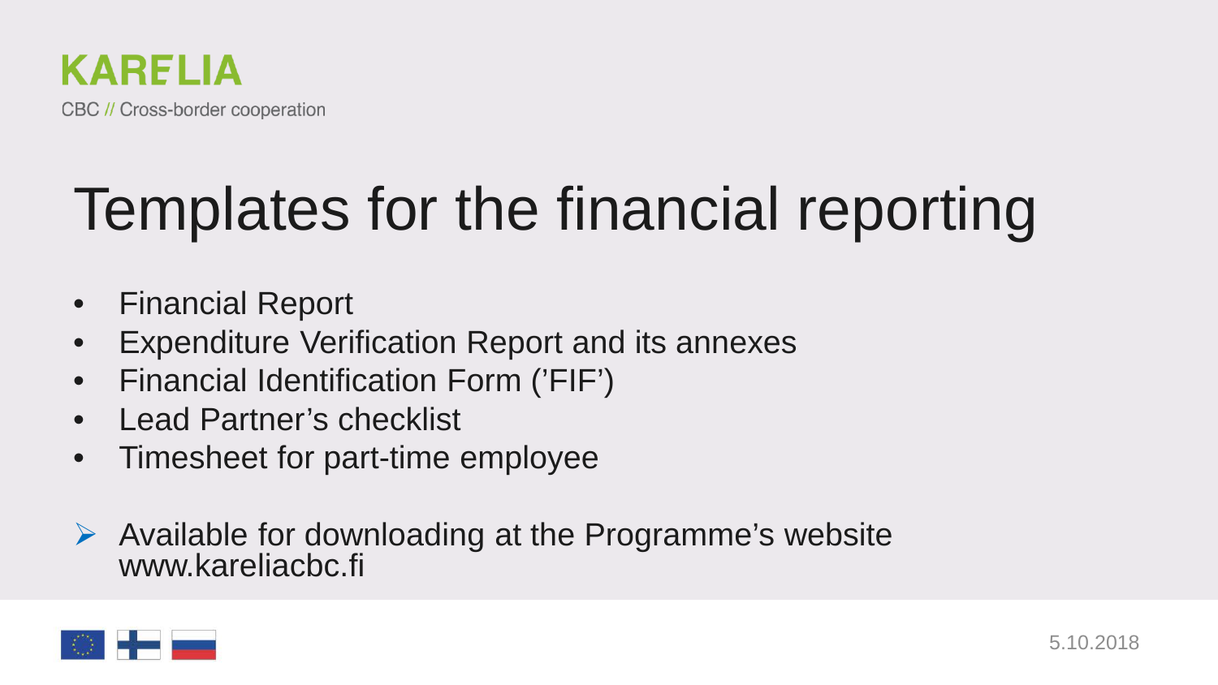# Templates for the financial reporting

- Financial Report
- Expenditure Verification Report and its annexes
- Financial Identification Form ('FIF')
- Lead Partner's checklist
- Timesheet for part-time employee

➢ Available for downloading at the Programme's website www.kareliacbc.fi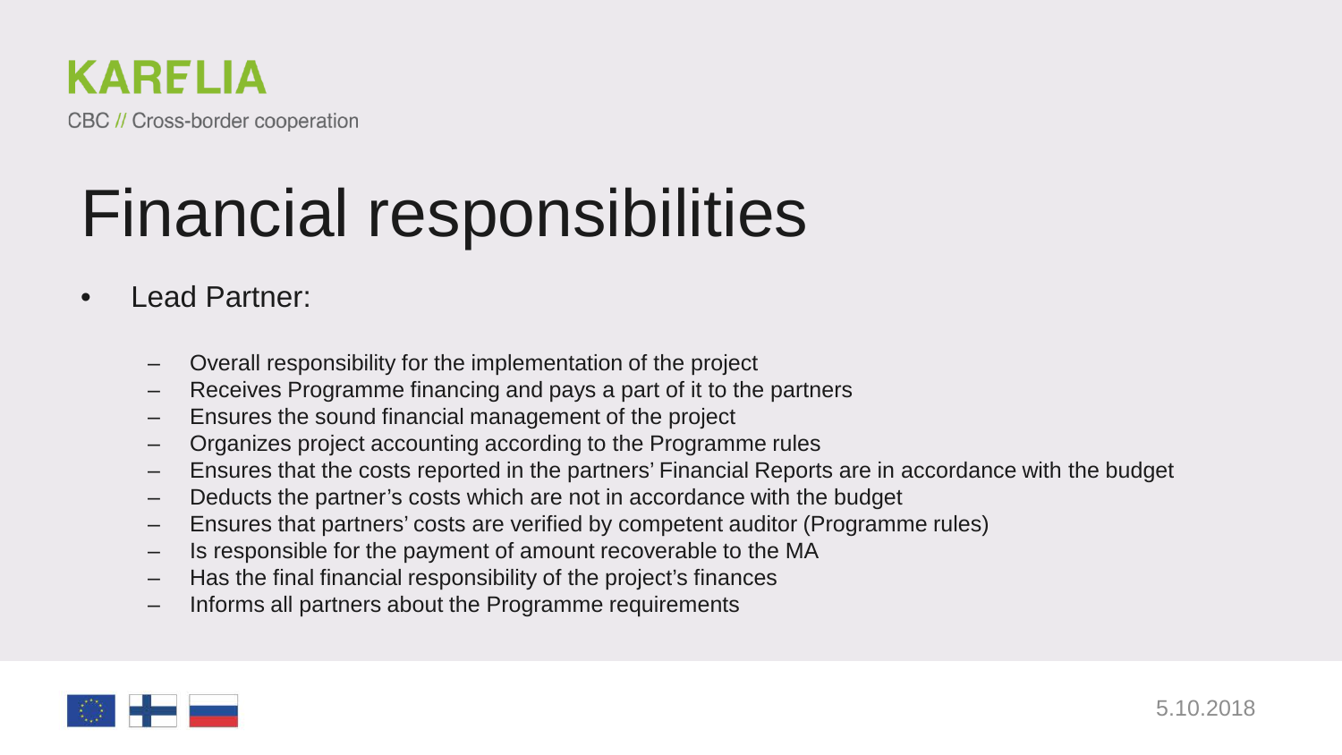# Financial responsibilities

- Lead Partner:
  - Overall responsibility for the implementation of the project
  - Receives Programme financing and pays a part of it to the partners
  - Ensures the sound financial management of the project
  - Organizes project accounting according to the Programme rules
  - Ensures that the costs reported in the partners' Financial Reports are in accordance with the budget
  - Deducts the partner's costs which are not in accordance with the budget
  - Ensures that partners' costs are verified by competent auditor (Programme rules)
  - Is responsible for the payment of amount recoverable to the MA
  - Has the final financial responsibility of the project's finances
  - Informs all partners about the Programme requirements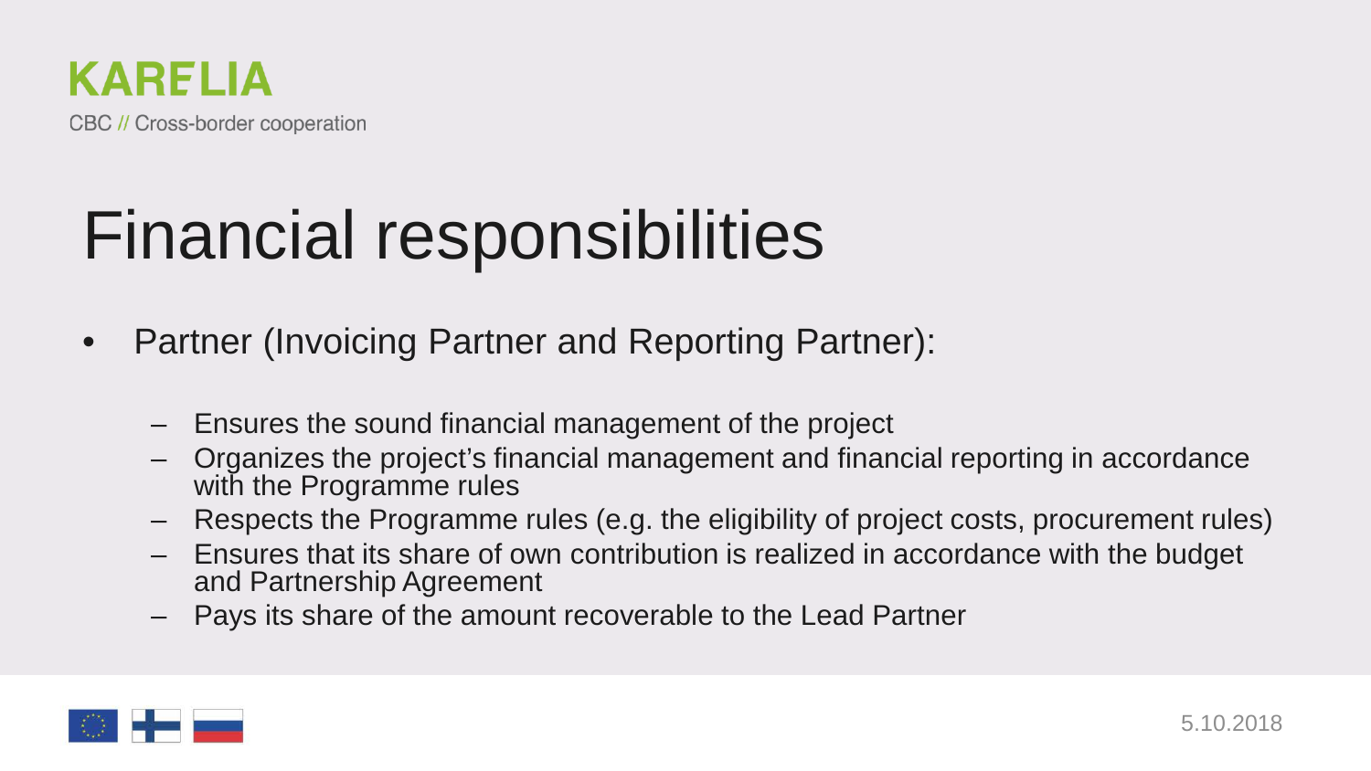# Financial responsibilities

- Partner (Invoicing Partner and Reporting Partner):
  - Ensures the sound financial management of the project
  - Organizes the project's financial management and financial reporting in accordance with the Programme rules
  - Respects the Programme rules (e.g. the eligibility of project costs, procurement rules)
  - Ensures that its share of own contribution is realized in accordance with the budget and Partnership Agreement
  - Pays its share of the amount recoverable to the Lead Partner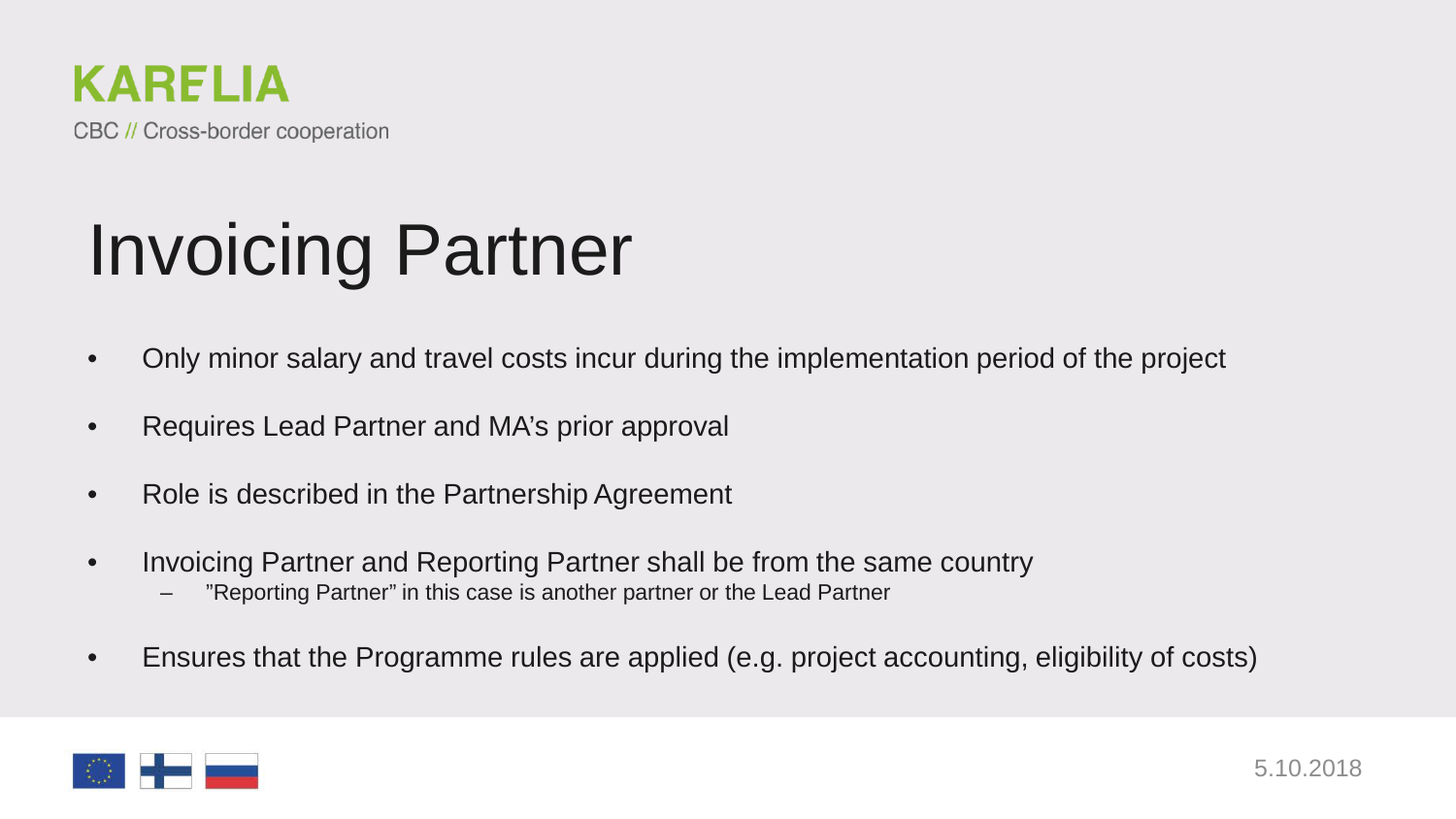# Invoicing Partner

- Only minor salary and travel costs incur during the implementation period of the project
- Requires Lead Partner and MA's prior approval
- Role is described in the Partnership Agreement
- Invoicing Partner and Reporting Partner shall be from the same country
  - "Reporting Partner" in this case is another partner or the Lead Partner
- Ensures that the Programme rules are applied (e.g. project accounting, eligibility of costs)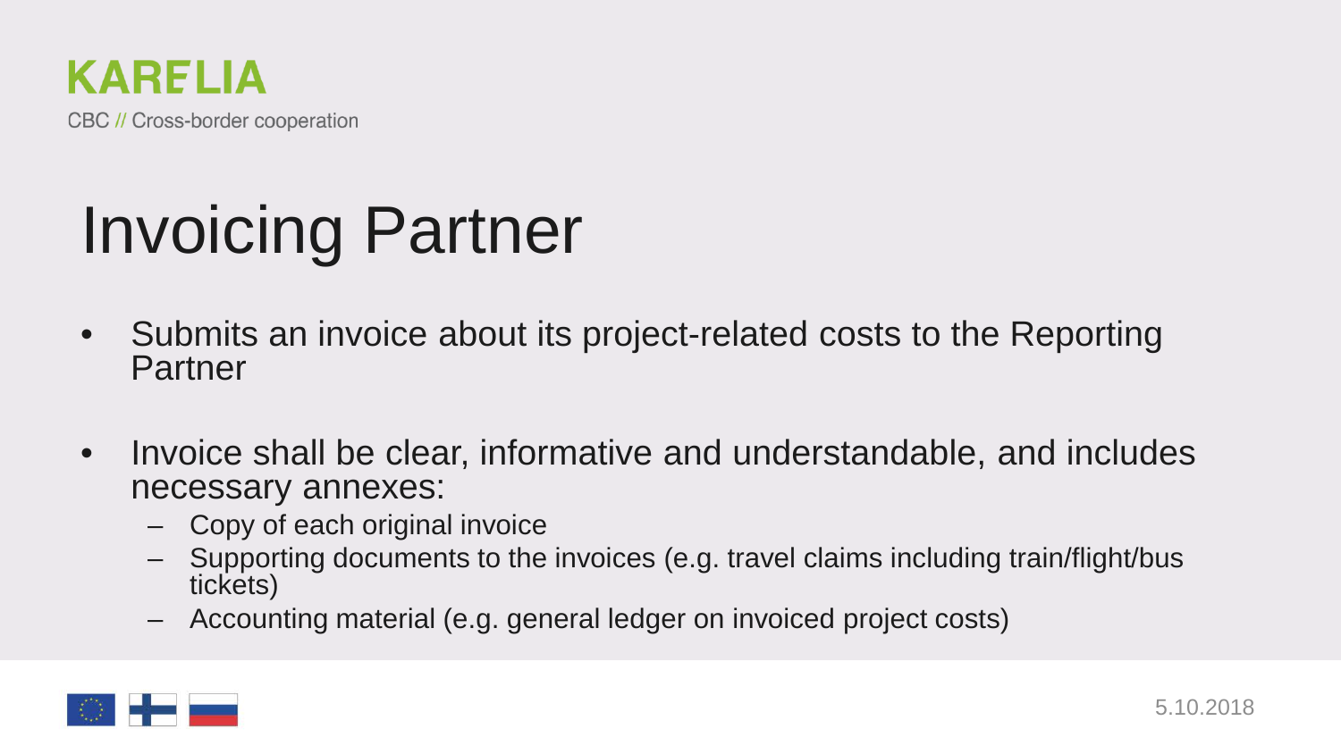# Invoicing Partner

- Submits an invoice about its project-related costs to the Reporting Partner
- Invoice shall be clear, informative and understandable, and includes necessary annexes:
  - Copy of each original invoice
  - Supporting documents to the invoices (e.g. travel claims including train/flight/bus tickets)
  - Accounting material (e.g. general ledger on invoiced project costs)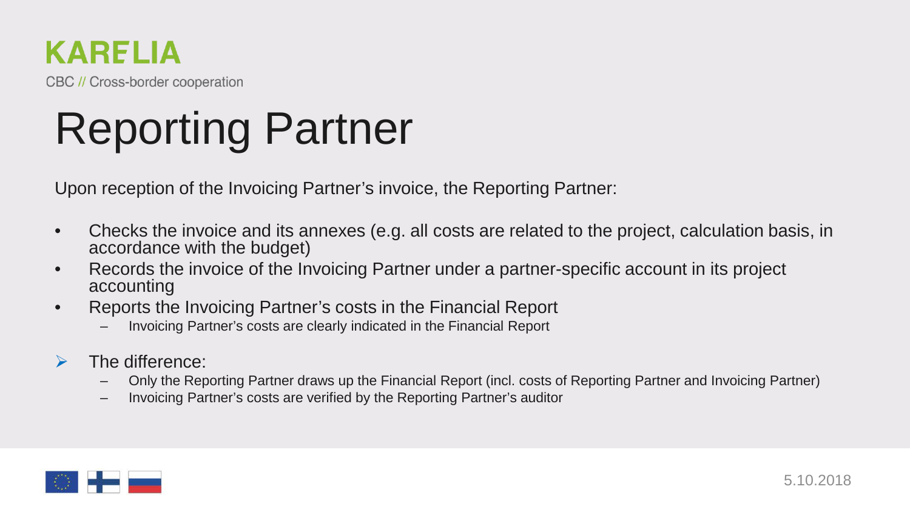# Reporting Partner

Upon reception of the Invoicing Partner's invoice, the Reporting Partner:

- Checks the invoice and its annexes (e.g. all costs are related to the project, calculation basis, in accordance with the budget)
- Records the invoice of the Invoicing Partner under a partner-specific account in its project accounting
- Reports the Invoicing Partner's costs in the Financial Report
  - Invoicing Partner's costs are clearly indicated in the Financial Report

➢ The difference:
  - Only the Reporting Partner draws up the Financial Report (incl. costs of Reporting Partner and Invoicing Partner)
  - Invoicing Partner's costs are verified by the Reporting Partner's auditor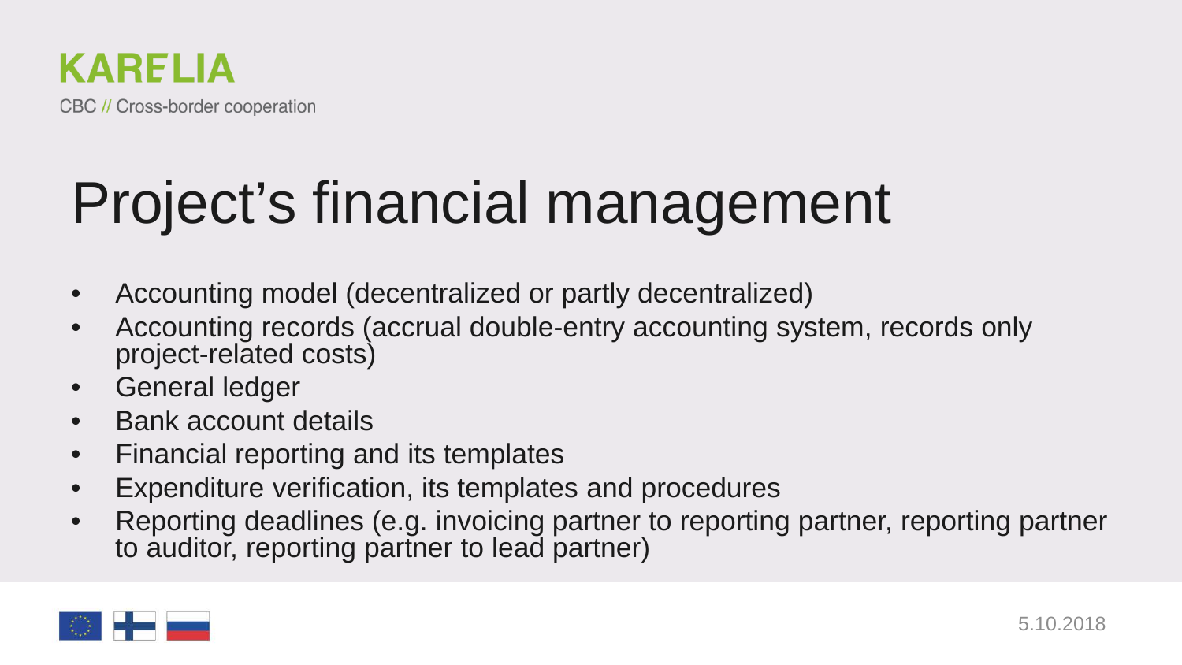# Project's financial management

- Accounting model (decentralized or partly decentralized)
- Accounting records (accrual double-entry accounting system, records only project-related costs)
- General ledger
- Bank account details
- Financial reporting and its templates
- Expenditure verification, its templates and procedures
- Reporting deadlines (e.g. invoicing partner to reporting partner, reporting partner to auditor, reporting partner to lead partner)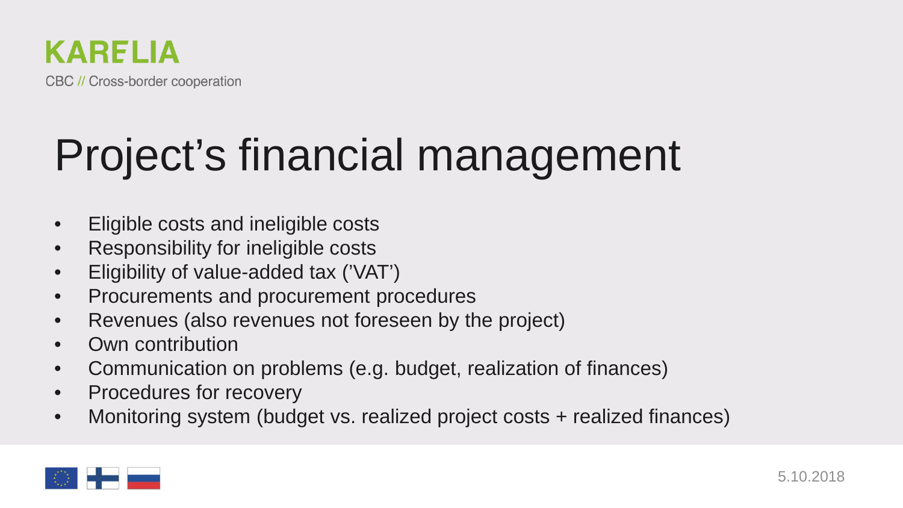# Project's financial management

- Eligible costs and ineligible costs
- Responsibility for ineligible costs
- Eligibility of value-added tax ('VAT')
- Procurements and procurement procedures
- Revenues (also revenues not foreseen by the project)
- Own contribution
- Communication on problems (e.g. budget, realization of finances)
- Procedures for recovery
- Monitoring system (budget vs. realized project costs + realized finances)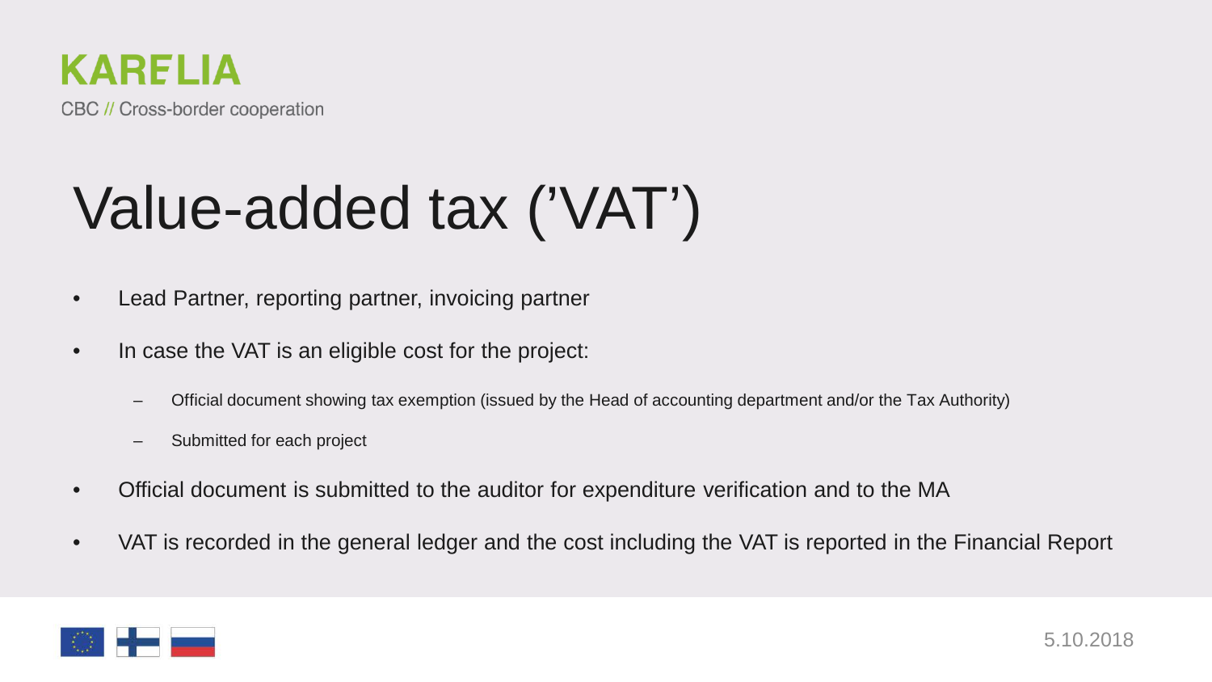# Value-added tax ('VAT')

- Lead Partner, reporting partner, invoicing partner
- In case the VAT is an eligible cost for the project:
  - Official document showing tax exemption (issued by the Head of accounting department and/or the Tax Authority)
  - Submitted for each project
- Official document is submitted to the auditor for expenditure verification and to the MA
- VAT is recorded in the general ledger and the cost including the VAT is reported in the Financial Report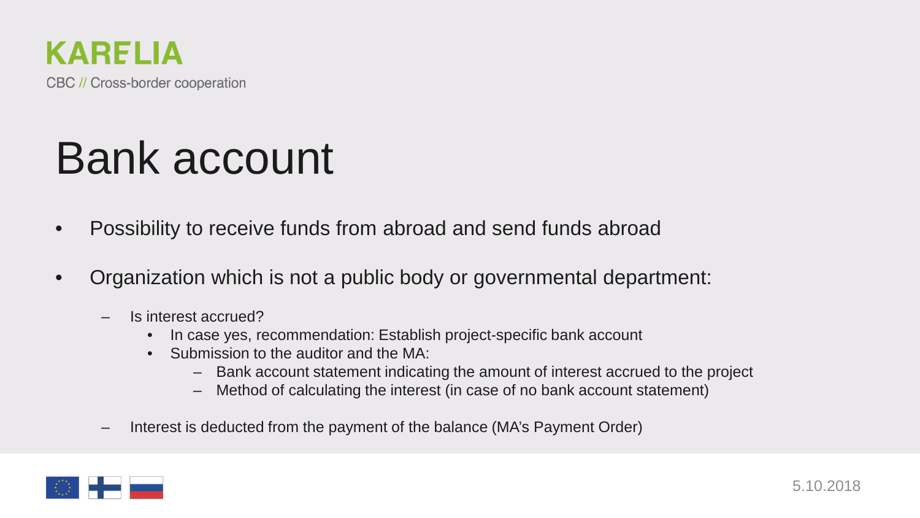# Bank account

- Possibility to receive funds from abroad and send funds abroad
- Organization which is not a public body or governmental department:
  - Is interest accrued?
    - In case yes, recommendation: Establish project-specific bank account
    - Submission to the auditor and the MA:
      - Bank account statement indicating the amount of interest accrued to the project
      - Method of calculating the interest (in case of no bank account statement)
  - Interest is deducted from the payment of the balance (MA's Payment Order)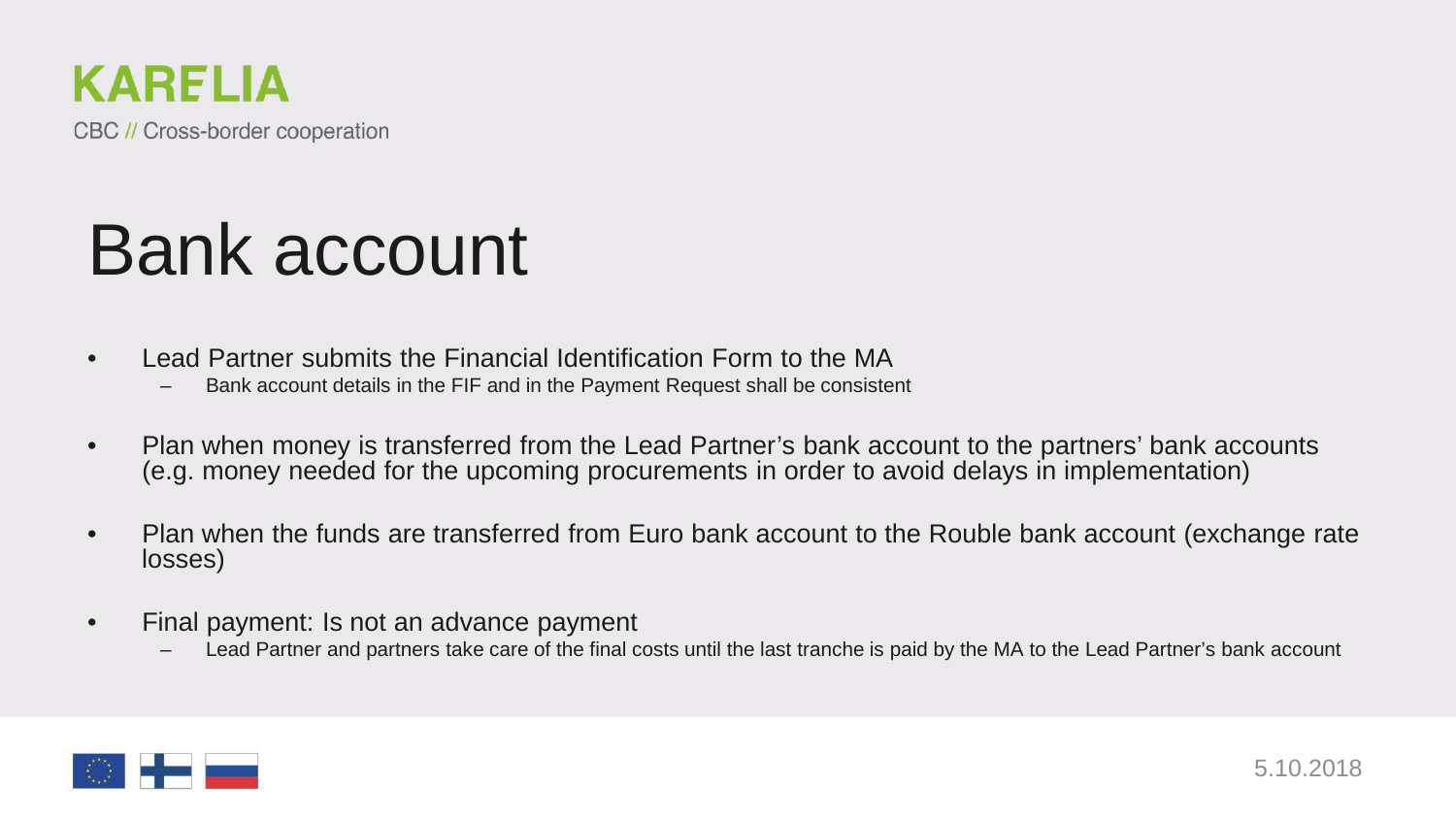# Bank account

- Lead Partner submits the Financial Identification Form to the MA
  - Bank account details in the FIF and in the Payment Request shall be consistent
- Plan when money is transferred from the Lead Partner's bank account to the partners' bank accounts (e.g. money needed for the upcoming procurements in order to avoid delays in implementation)
- Plan when the funds are transferred from Euro bank account to the Rouble bank account (exchange rate losses)
- Final payment: Is not an advance payment
  - Lead Partner and partners take care of the final costs until the last tranche is paid by the MA to the Lead Partner's bank account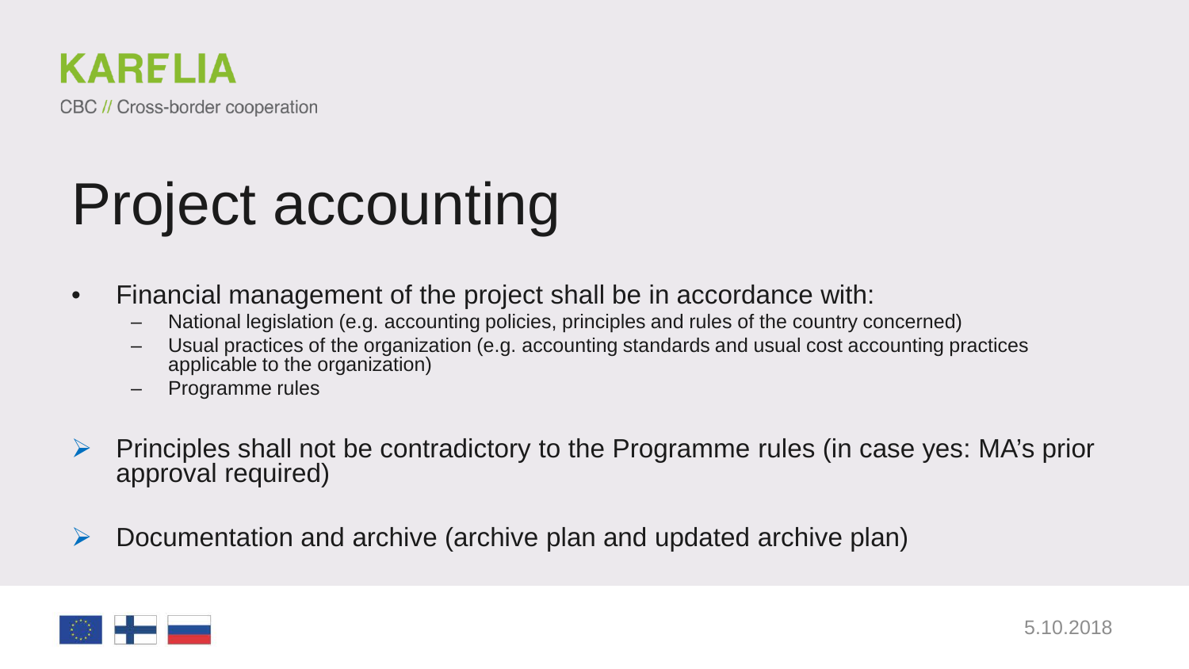KARELIA

CBC // Cross-border cooperation

# Project accounting

- Financial management of the project shall be in accordance with:
  - National legislation (e.g. accounting policies, principles and rules of the country concerned)
  - Usual practices of the organization (e.g. accounting standards and usual cost accounting practices applicable to the organization)
  - Programme rules

➢ Principles shall not be contradictory to the Programme rules (in case yes: MA's prior approval required)

➢ Documentation and archive (archive plan and updated archive plan)

5.10.2018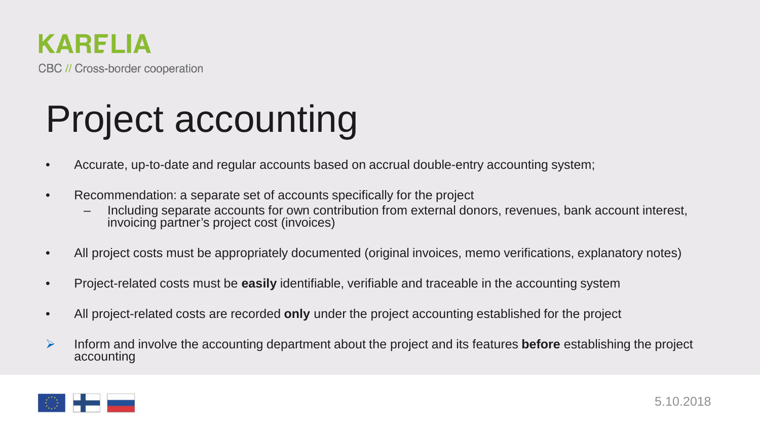# Project accounting

- Accurate, up-to-date and regular accounts based on accrual double-entry accounting system;
- Recommendation: a separate set of accounts specifically for the project
  - Including separate accounts for own contribution from external donors, revenues, bank account interest, invoicing partner's project cost (invoices)
- All project costs must be appropriately documented (original invoices, memo verifications, explanatory notes)
- Project-related costs must be **easily** identifiable, verifiable and traceable in the accounting system
- All project-related costs are recorded **only** under the project accounting established for the project

➢ Inform and involve the accounting department about the project and its features **before** establishing the project accounting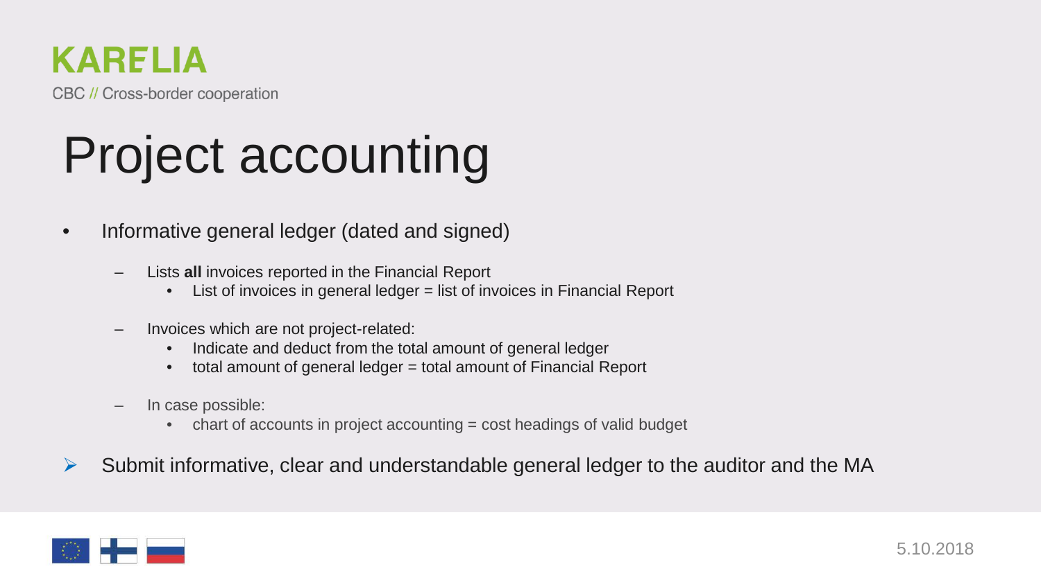# Project accounting

- Informative general ledger (dated and signed)
  - Lists **all** invoices reported in the Financial Report
    - List of invoices in general ledger = list of invoices in Financial Report
  - Invoices which are not project-related:
    - Indicate and deduct from the total amount of general ledger
    - total amount of general ledger = total amount of Financial Report
  - In case possible:
    - chart of accounts in project accounting = cost headings of valid budget

➢ Submit informative, clear and understandable general ledger to the auditor and the MA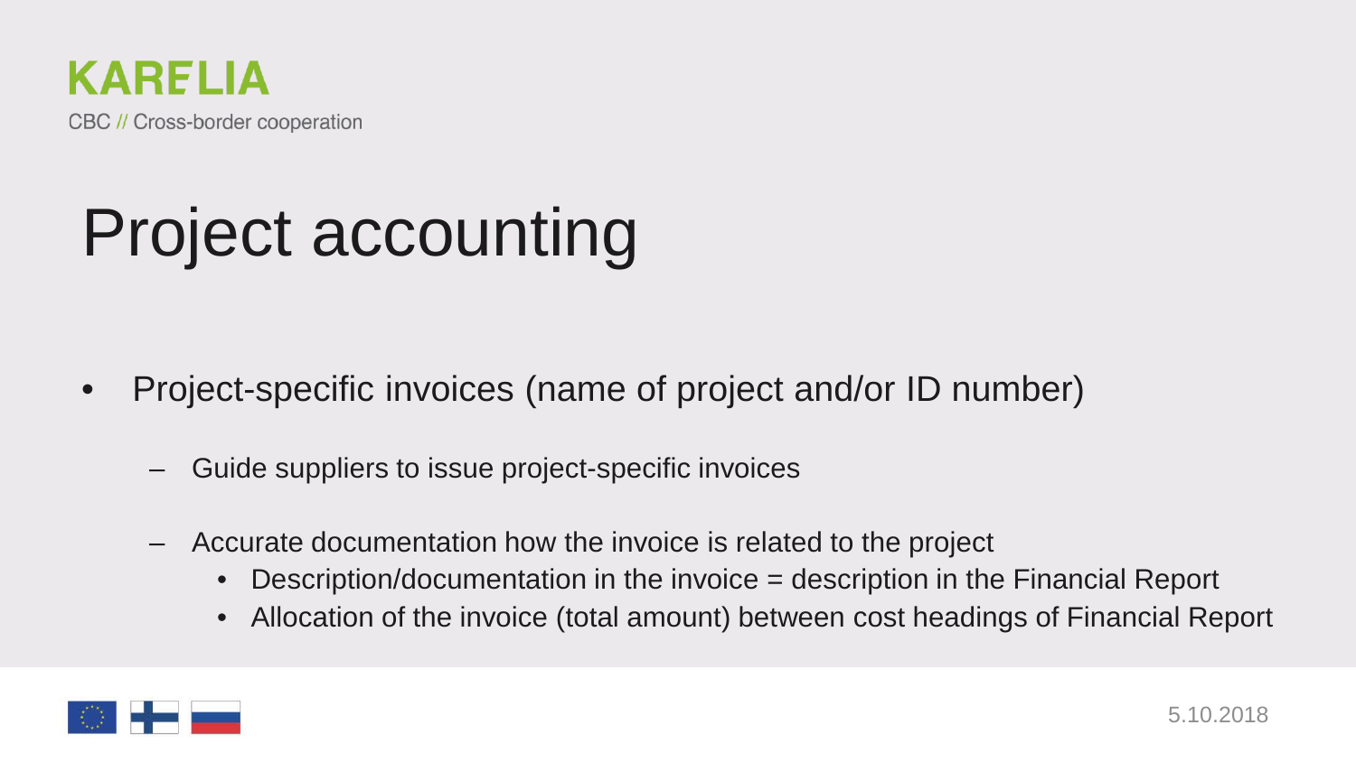# Project accounting

- Project-specific invoices (name of project and/or ID number)
  - Guide suppliers to issue project-specific invoices
  - Accurate documentation how the invoice is related to the project
    - Description/documentation in the invoice = description in the Financial Report
    - Allocation of the invoice (total amount) between cost headings of Financial Report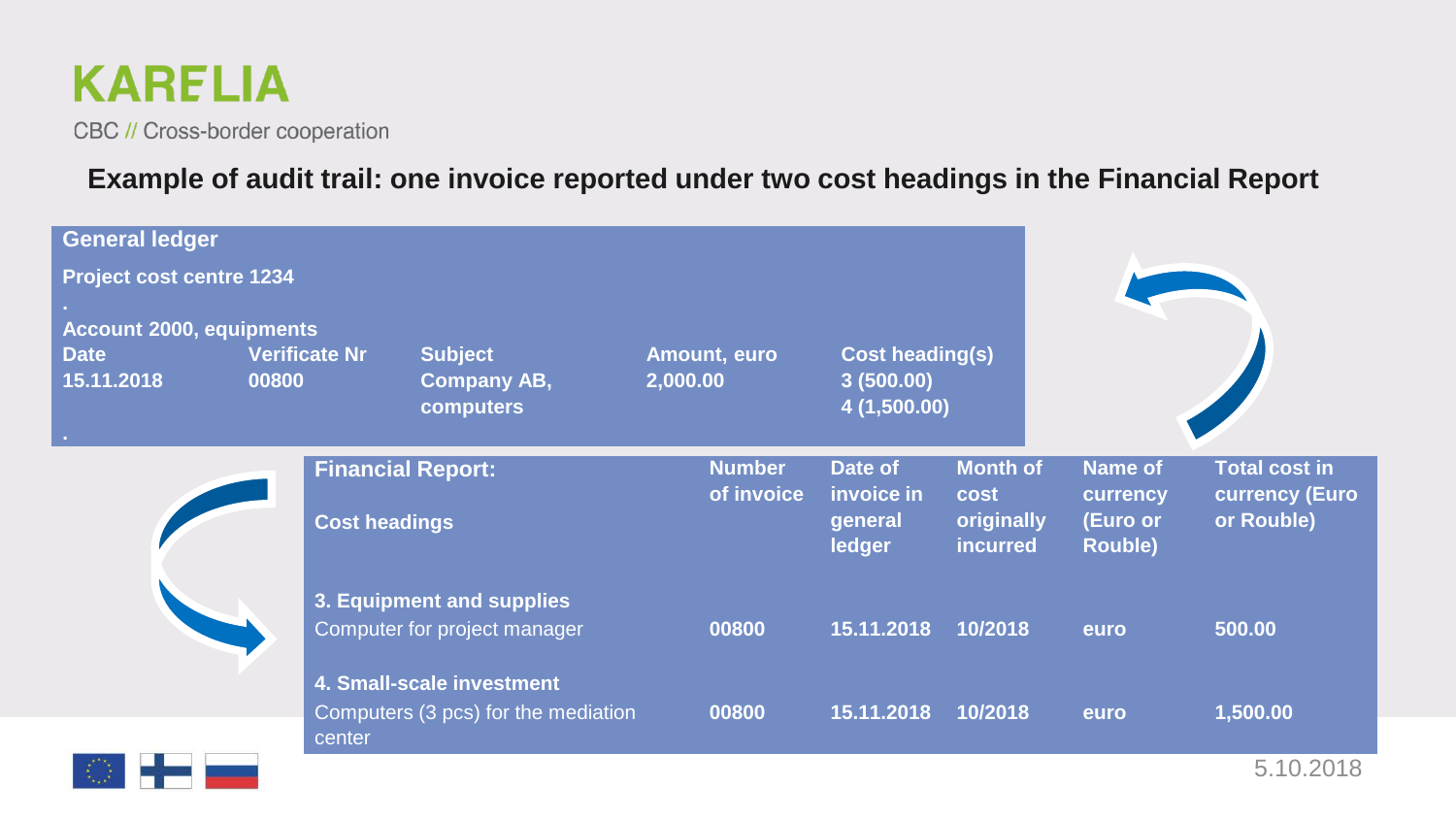## Example of audit trail: one invoice reported under two cost headings in the Financial Report

**General ledger**

**Project cost centre 1234**

.

**Account 2000, equipments**

| Date | Verificate Nr | Subject | Amount, euro | Cost heading(s) |
|---|---|---|---|---|
| 15.11.2018 | 00800 | Company AB, computers | 2,000.00 | 3 (500.00)<br>4 (1,500.00) |

.

| Financial Report:<br><br>Cost headings | Number of invoice | Date of invoice in general ledger | Month of cost originally incurred | Name of currency (Euro or Rouble) | Total cost in currency (Euro or Rouble) |
|---|---|---|---|---|---|
| **3. Equipment and supplies** | | | | | |
| Computer for project manager | 00800 | 15.11.2018 | 10/2018 | euro | 500.00 |
| **4. Small-scale investment** | | | | | |
| Computers (3 pcs) for the mediation center | 00800 | 15.11.2018 | 10/2018 | euro | 1,500.00 |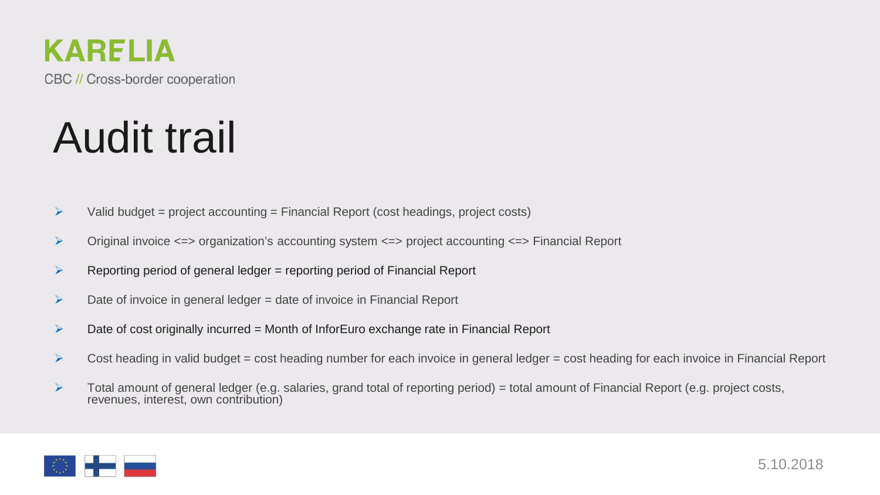# Audit trail

- Valid budget = project accounting = Financial Report (cost headings, project costs)
- Original invoice <=> organization's accounting system <=> project accounting <=> Financial Report
- Reporting period of general ledger = reporting period of Financial Report
- Date of invoice in general ledger = date of invoice in Financial Report
- Date of cost originally incurred = Month of InforEuro exchange rate in Financial Report
- Cost heading in valid budget = cost heading number for each invoice in general ledger = cost heading for each invoice in Financial Report
- Total amount of general ledger (e.g. salaries, grand total of reporting period) = total amount of Financial Report (e.g. project costs, revenues, interest, own contribution)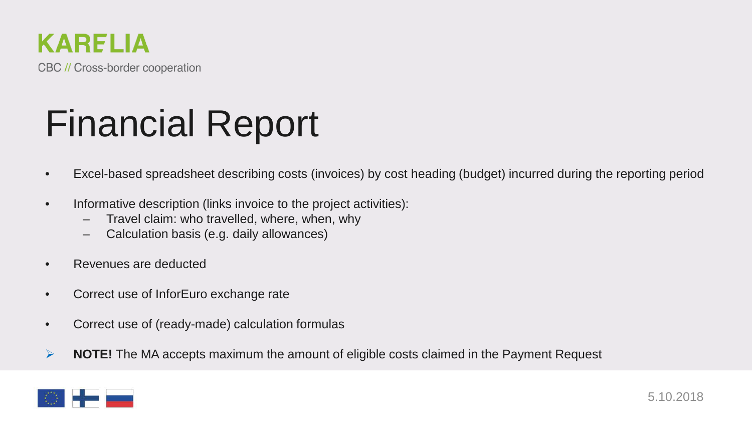# Financial Report

- Excel-based spreadsheet describing costs (invoices) by cost heading (budget) incurred during the reporting period
- Informative description (links invoice to the project activities):
  - Travel claim: who travelled, where, when, why
  - Calculation basis (e.g. daily allowances)
- Revenues are deducted
- Correct use of InforEuro exchange rate
- Correct use of (ready-made) calculation formulas

➢ **NOTE!** The MA accepts maximum the amount of eligible costs claimed in the Payment Request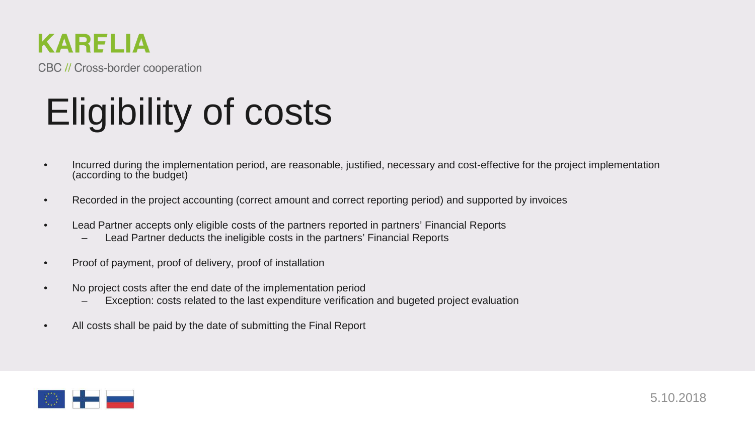# Eligibility of costs

- Incurred during the implementation period, are reasonable, justified, necessary and cost-effective for the project implementation (according to the budget)
- Recorded in the project accounting (correct amount and correct reporting period) and supported by invoices
- Lead Partner accepts only eligible costs of the partners reported in partners' Financial Reports
  - Lead Partner deducts the ineligible costs in the partners' Financial Reports
- Proof of payment, proof of delivery, proof of installation
- No project costs after the end date of the implementation period
  - Exception: costs related to the last expenditure verification and bugeted project evaluation
- All costs shall be paid by the date of submitting the Final Report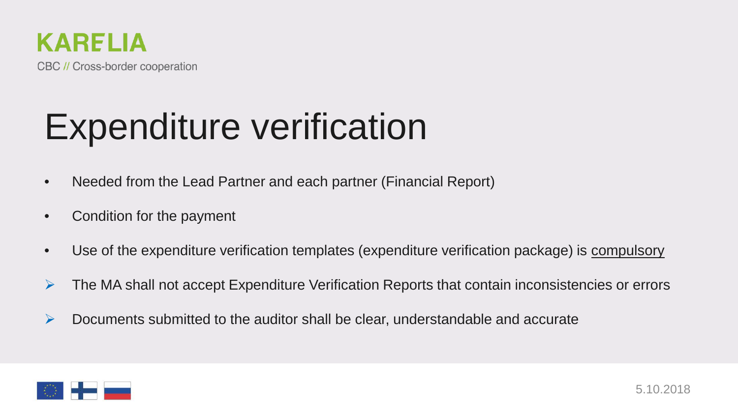# Expenditure verification

- Needed from the Lead Partner and each partner (Financial Report)
- Condition for the payment
- Use of the expenditure verification templates (expenditure verification package) is <u>compulsory</u>
  - The MA shall not accept Expenditure Verification Reports that contain inconsistencies or errors
  - Documents submitted to the auditor shall be clear, understandable and accurate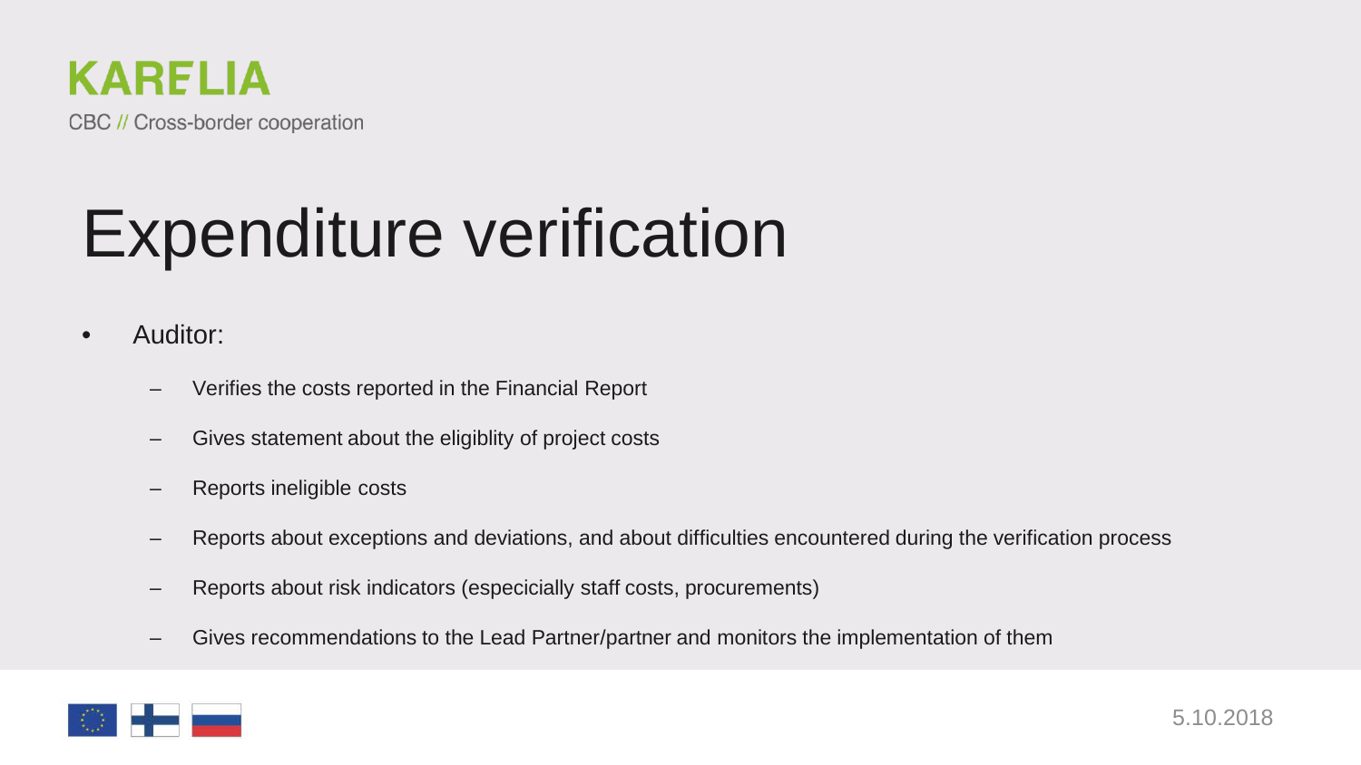# Expenditure verification

- Auditor:
  - Verifies the costs reported in the Financial Report
  - Gives statement about the eligiblity of project costs
  - Reports ineligible costs
  - Reports about exceptions and deviations, and about difficulties encountered during the verification process
  - Reports about risk indicators (especicially staff costs, procurements)
  - Gives recommendations to the Lead Partner/partner and monitors the implementation of them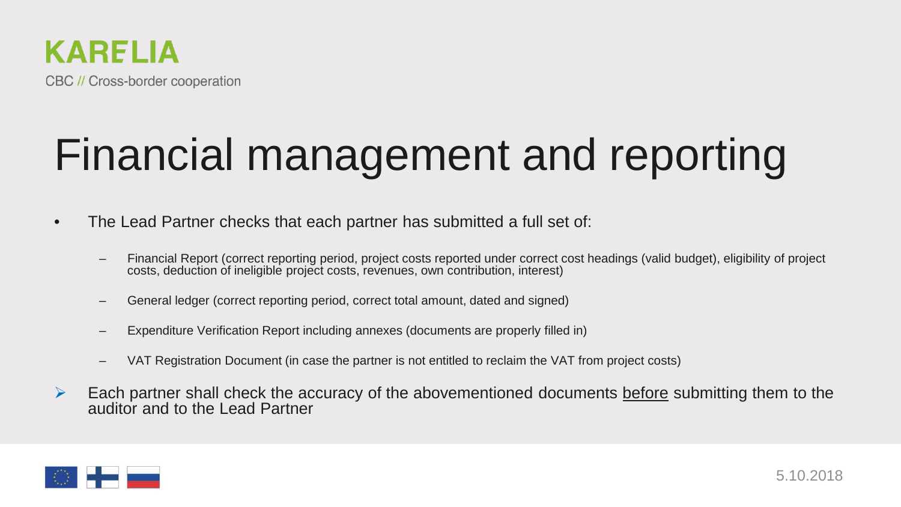# Financial management and reporting

- The Lead Partner checks that each partner has submitted a full set of:
  - Financial Report (correct reporting period, project costs reported under correct cost headings (valid budget), eligibility of project costs, deduction of ineligible project costs, revenues, own contribution, interest)
  - General ledger (correct reporting period, correct total amount, dated and signed)
  - Expenditure Verification Report including annexes (documents are properly filled in)
  - VAT Registration Document (in case the partner is not entitled to reclaim the VAT from project costs)

- Each partner shall check the accuracy of the abovementioned documents <u>before</u> submitting them to the auditor and to the Lead Partner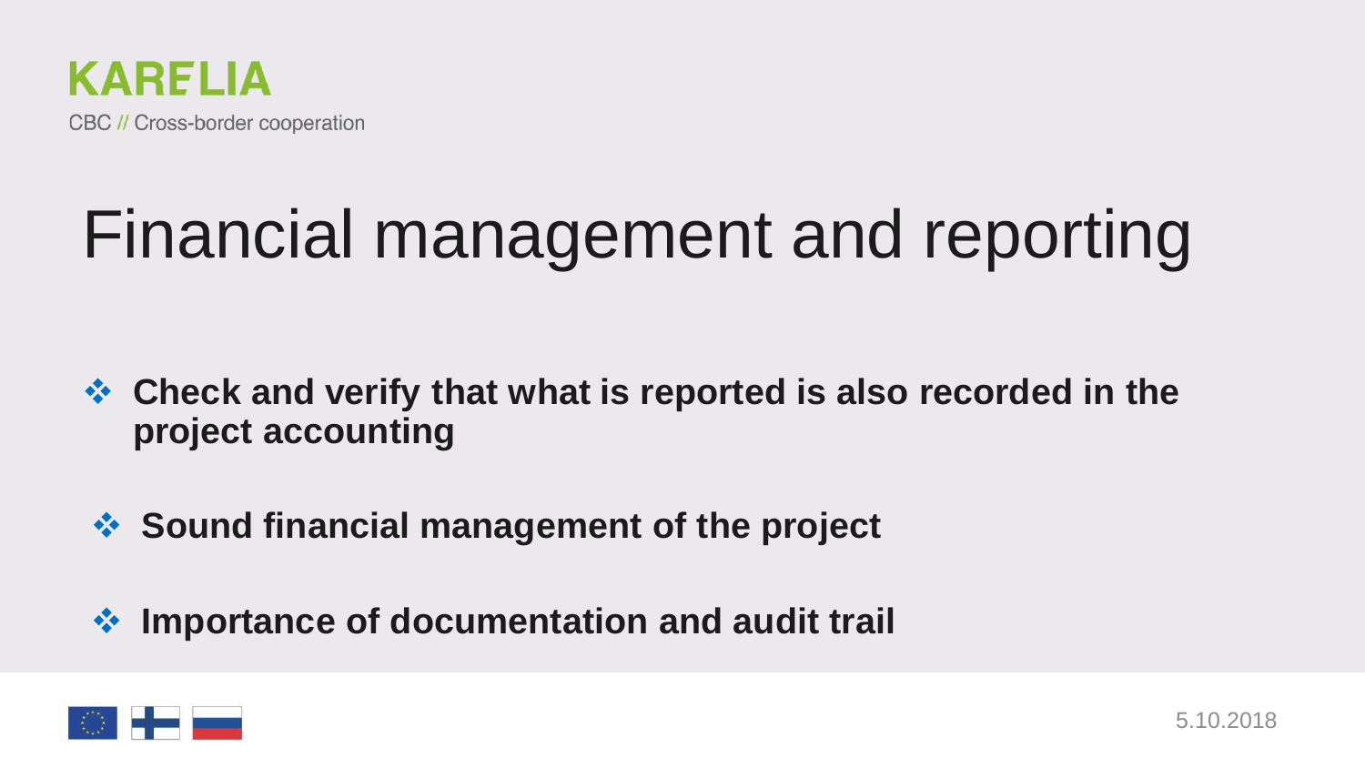# Financial management and reporting

- **Check and verify that what is reported is also recorded in the project accounting**
- **Sound financial management of the project**
- **Importance of documentation and audit trail**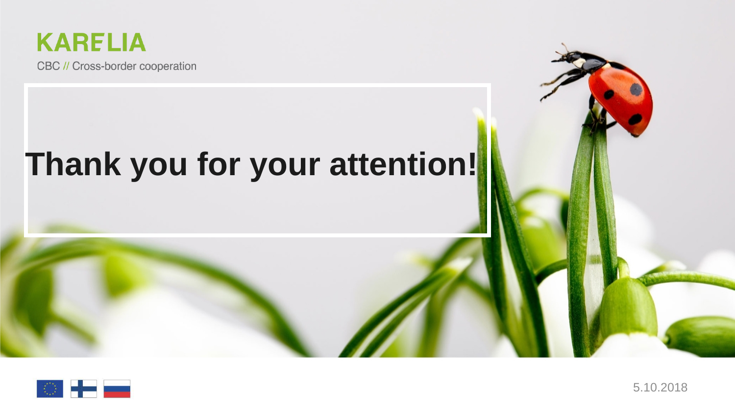KARELIA

CBC // Cross-border cooperation

# Thank you for your attention!

5.10.2018